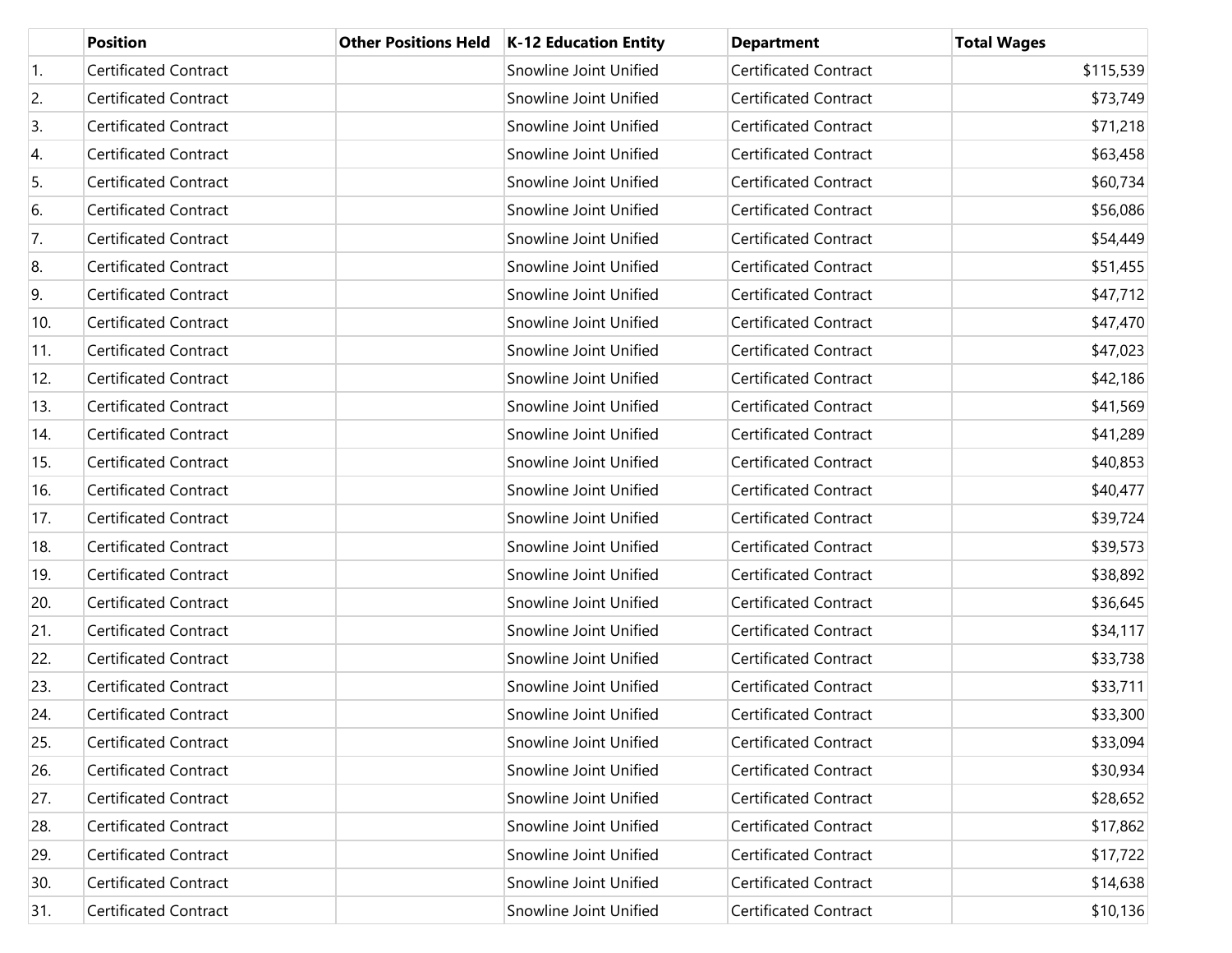| | Position | Other Positions Held | K-12 Education Entity | Department | Total Wages |
|---|---|---|---|---|---|
| 1. | Certificated Contract | | Snowline Joint Unified | Certificated Contract | $115,539 |
| 2. | Certificated Contract | | Snowline Joint Unified | Certificated Contract | $73,749 |
| 3. | Certificated Contract | | Snowline Joint Unified | Certificated Contract | $71,218 |
| 4. | Certificated Contract | | Snowline Joint Unified | Certificated Contract | $63,458 |
| 5. | Certificated Contract | | Snowline Joint Unified | Certificated Contract | $60,734 |
| 6. | Certificated Contract | | Snowline Joint Unified | Certificated Contract | $56,086 |
| 7. | Certificated Contract | | Snowline Joint Unified | Certificated Contract | $54,449 |
| 8. | Certificated Contract | | Snowline Joint Unified | Certificated Contract | $51,455 |
| 9. | Certificated Contract | | Snowline Joint Unified | Certificated Contract | $47,712 |
| 10. | Certificated Contract | | Snowline Joint Unified | Certificated Contract | $47,470 |
| 11. | Certificated Contract | | Snowline Joint Unified | Certificated Contract | $47,023 |
| 12. | Certificated Contract | | Snowline Joint Unified | Certificated Contract | $42,186 |
| 13. | Certificated Contract | | Snowline Joint Unified | Certificated Contract | $41,569 |
| 14. | Certificated Contract | | Snowline Joint Unified | Certificated Contract | $41,289 |
| 15. | Certificated Contract | | Snowline Joint Unified | Certificated Contract | $40,853 |
| 16. | Certificated Contract | | Snowline Joint Unified | Certificated Contract | $40,477 |
| 17. | Certificated Contract | | Snowline Joint Unified | Certificated Contract | $39,724 |
| 18. | Certificated Contract | | Snowline Joint Unified | Certificated Contract | $39,573 |
| 19. | Certificated Contract | | Snowline Joint Unified | Certificated Contract | $38,892 |
| 20. | Certificated Contract | | Snowline Joint Unified | Certificated Contract | $36,645 |
| 21. | Certificated Contract | | Snowline Joint Unified | Certificated Contract | $34,117 |
| 22. | Certificated Contract | | Snowline Joint Unified | Certificated Contract | $33,738 |
| 23. | Certificated Contract | | Snowline Joint Unified | Certificated Contract | $33,711 |
| 24. | Certificated Contract | | Snowline Joint Unified | Certificated Contract | $33,300 |
| 25. | Certificated Contract | | Snowline Joint Unified | Certificated Contract | $33,094 |
| 26. | Certificated Contract | | Snowline Joint Unified | Certificated Contract | $30,934 |
| 27. | Certificated Contract | | Snowline Joint Unified | Certificated Contract | $28,652 |
| 28. | Certificated Contract | | Snowline Joint Unified | Certificated Contract | $17,862 |
| 29. | Certificated Contract | | Snowline Joint Unified | Certificated Contract | $17,722 |
| 30. | Certificated Contract | | Snowline Joint Unified | Certificated Contract | $14,638 |
| 31. | Certificated Contract | | Snowline Joint Unified | Certificated Contract | $10,136 |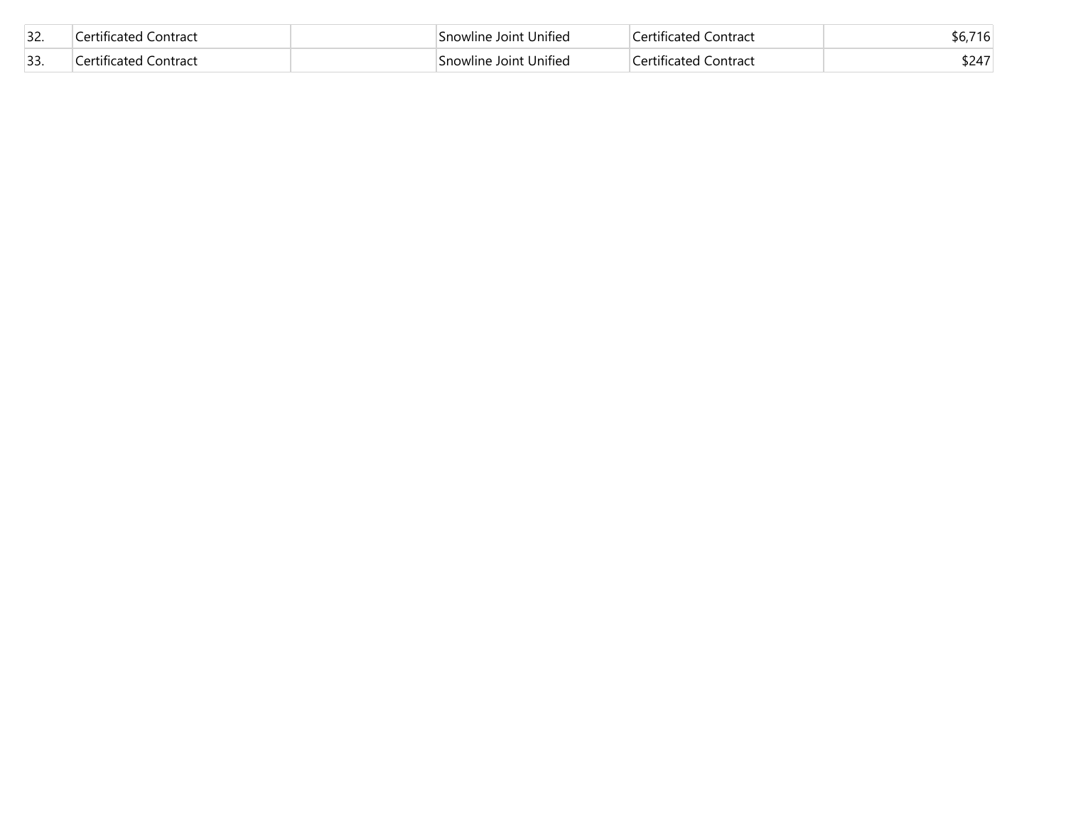| | | | | | |
|---|---|---|---|---|---|
| 32. | Certificated Contract | | Snowline Joint Unified | Certificated Contract | $6,716 |
| 33. | Certificated Contract | | Snowline Joint Unified | Certificated Contract | $247 |